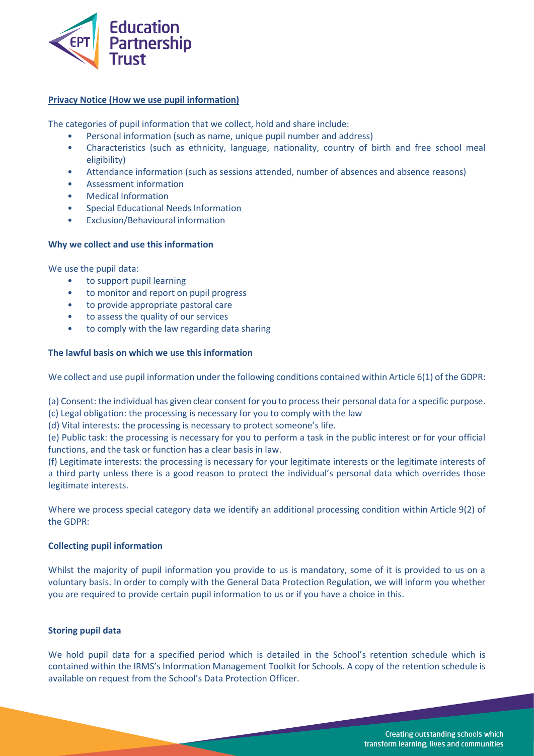**Privacy Notice (How we use pupil information)**

The categories of pupil information that we collect, hold and share include:

- Personal information (such as name, unique pupil number and address)
- Characteristics (such as ethnicity, language, nationality, country of birth and free school meal eligibility)
- Attendance information (such as sessions attended, number of absences and absence reasons)
- Assessment information
- Medical Information
- Special Educational Needs Information
- Exclusion/Behavioural information

**Why we collect and use this information**

We use the pupil data:

- to support pupil learning
- to monitor and report on pupil progress
- to provide appropriate pastoral care
- to assess the quality of our services
- to comply with the law regarding data sharing

**The lawful basis on which we use this information**

We collect and use pupil information under the following conditions contained within Article 6(1) of the GDPR:

(a) Consent: the individual has given clear consent for you to process their personal data for a specific purpose.
(c) Legal obligation: the processing is necessary for you to comply with the law
(d) Vital interests: the processing is necessary to protect someone's life.
(e) Public task: the processing is necessary for you to perform a task in the public interest or for your official functions, and the task or function has a clear basis in law.
(f) Legitimate interests: the processing is necessary for your legitimate interests or the legitimate interests of a third party unless there is a good reason to protect the individual's personal data which overrides those legitimate interests.

Where we process special category data we identify an additional processing condition within Article 9(2) of the GDPR:

**Collecting pupil information**

Whilst the majority of pupil information you provide to us is mandatory, some of it is provided to us on a voluntary basis. In order to comply with the General Data Protection Regulation, we will inform you whether you are required to provide certain pupil information to us or if you have a choice in this.

**Storing pupil data**

We hold pupil data for a specified period which is detailed in the School's retention schedule which is contained within the IRMS's Information Management Toolkit for Schools. A copy of the retention schedule is available on request from the School's Data Protection Officer.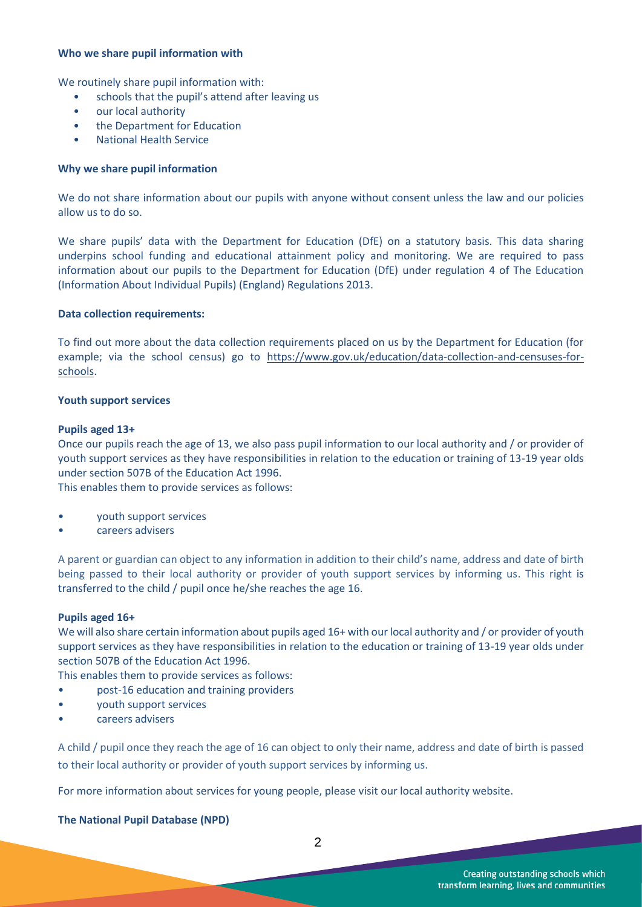**Who we share pupil information with**

We routinely share pupil information with:

- schools that the pupil's attend after leaving us
- our local authority
- the Department for Education
- National Health Service

**Why we share pupil information**

We do not share information about our pupils with anyone without consent unless the law and our policies allow us to do so.

We share pupils' data with the Department for Education (DfE) on a statutory basis. This data sharing underpins school funding and educational attainment policy and monitoring. We are required to pass information about our pupils to the Department for Education (DfE) under regulation 4 of The Education (Information About Individual Pupils) (England) Regulations 2013.

**Data collection requirements:**

To find out more about the data collection requirements placed on us by the Department for Education (for example; via the school census) go to https://www.gov.uk/education/data-collection-and-censuses-for-schools.

**Youth support services**

**Pupils aged 13+**

Once our pupils reach the age of 13, we also pass pupil information to our local authority and / or provider of youth support services as they have responsibilities in relation to the education or training of 13-19 year olds under section 507B of the Education Act 1996.

This enables them to provide services as follows:

- youth support services
- careers advisers

A parent or guardian can object to any information in addition to their child's name, address and date of birth being passed to their local authority or provider of youth support services by informing us. This right is transferred to the child / pupil once he/she reaches the age 16.

**Pupils aged 16+**

We will also share certain information about pupils aged 16+ with our local authority and / or provider of youth support services as they have responsibilities in relation to the education or training of 13-19 year olds under section 507B of the Education Act 1996.

This enables them to provide services as follows:

- post-16 education and training providers
- youth support services
- careers advisers

A child / pupil once they reach the age of 16 can object to only their name, address and date of birth is passed to their local authority or provider of youth support services by informing us.

For more information about services for young people, please visit our local authority website.

**The National Pupil Database (NPD)**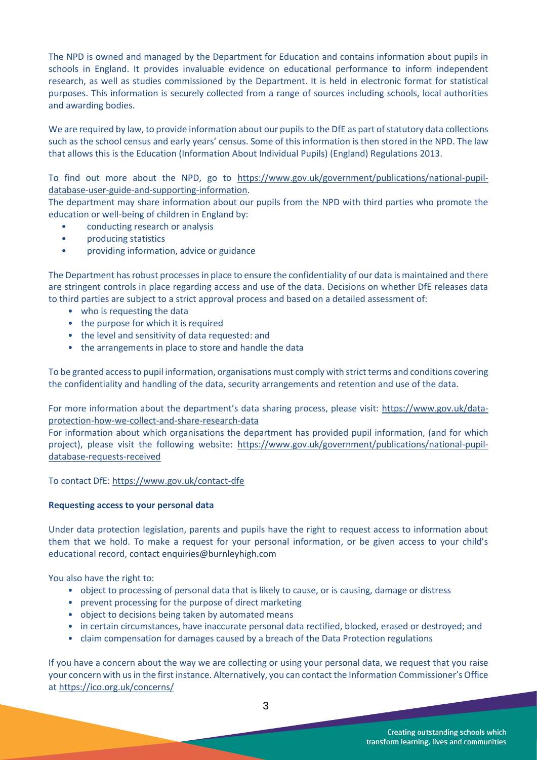The NPD is owned and managed by the Department for Education and contains information about pupils in schools in England. It provides invaluable evidence on educational performance to inform independent research, as well as studies commissioned by the Department. It is held in electronic format for statistical purposes. This information is securely collected from a range of sources including schools, local authorities and awarding bodies.

We are required by law, to provide information about our pupils to the DfE as part of statutory data collections such as the school census and early years' census. Some of this information is then stored in the NPD. The law that allows this is the Education (Information About Individual Pupils) (England) Regulations 2013.

To find out more about the NPD, go to https://www.gov.uk/government/publications/national-pupil-database-user-guide-and-supporting-information.

The department may share information about our pupils from the NPD with third parties who promote the education or well-being of children in England by:

- conducting research or analysis
- producing statistics
- providing information, advice or guidance

The Department has robust processes in place to ensure the confidentiality of our data is maintained and there are stringent controls in place regarding access and use of the data. Decisions on whether DfE releases data to third parties are subject to a strict approval process and based on a detailed assessment of:

- who is requesting the data
- the purpose for which it is required
- the level and sensitivity of data requested: and
- the arrangements in place to store and handle the data

To be granted access to pupil information, organisations must comply with strict terms and conditions covering the confidentiality and handling of the data, security arrangements and retention and use of the data.

For more information about the department's data sharing process, please visit: https://www.gov.uk/data-protection-how-we-collect-and-share-research-data

For information about which organisations the department has provided pupil information, (and for which project), please visit the following website: https://www.gov.uk/government/publications/national-pupil-database-requests-received

To contact DfE: https://www.gov.uk/contact-dfe

**Requesting access to your personal data**

Under data protection legislation, parents and pupils have the right to request access to information about them that we hold. To make a request for your personal information, or be given access to your child's educational record, contact enquiries@burnleyhigh.com

You also have the right to:

- object to processing of personal data that is likely to cause, or is causing, damage or distress
- prevent processing for the purpose of direct marketing
- object to decisions being taken by automated means
- in certain circumstances, have inaccurate personal data rectified, blocked, erased or destroyed; and
- claim compensation for damages caused by a breach of the Data Protection regulations

If you have a concern about the way we are collecting or using your personal data, we request that you raise your concern with us in the first instance. Alternatively, you can contact the Information Commissioner's Office at https://ico.org.uk/concerns/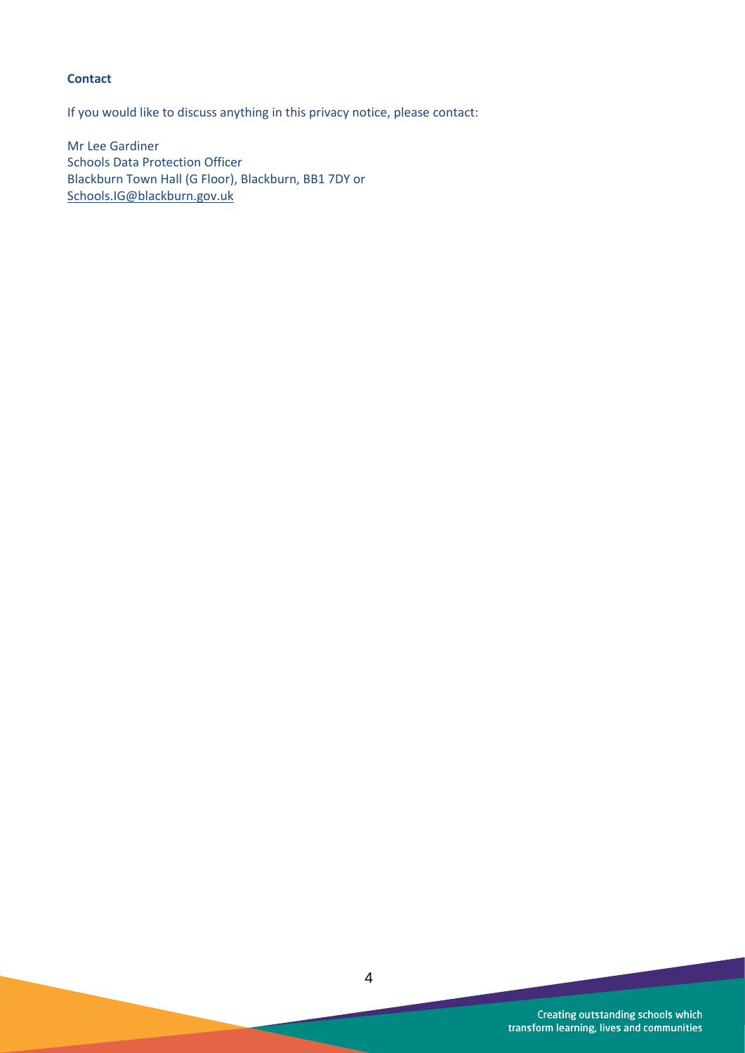**Contact**

If you would like to discuss anything in this privacy notice, please contact:

Mr Lee Gardiner
Schools Data Protection Officer
Blackburn Town Hall (G Floor), Blackburn, BB1 7DY or
Schools.IG@blackburn.gov.uk